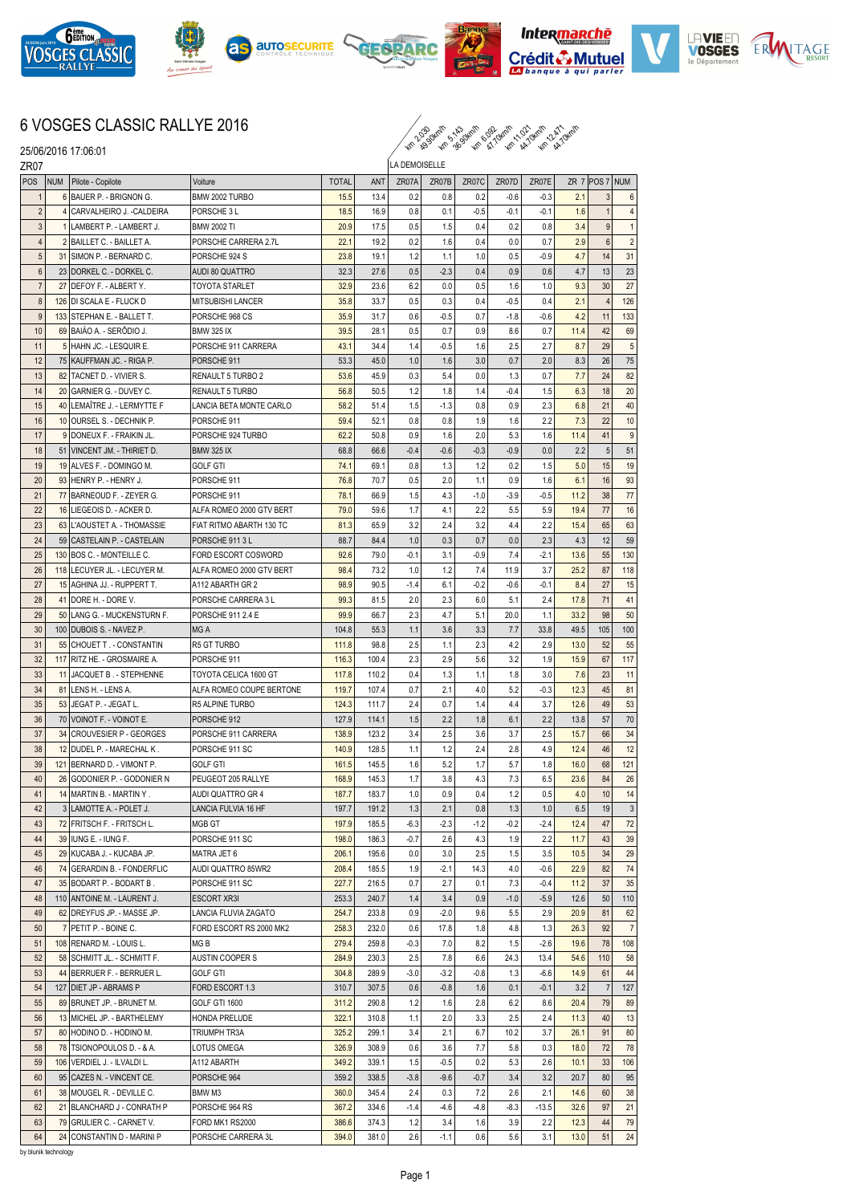# 6 VOSGES CLASSIC RALLYE 2016

25/06/2016 17:06:01

ZR07

LA DEMOISELLE

| POS | NUM | Pilote - Copilote | Voiture | TOTAL | ANT | ZR07A km 2.030 49.90km/h | ZR07B km 5.143 36.90km/h | ZR07C km 6.092 47.70km/h | ZR07D km 11.021 44.70km/h | ZR07E km 12.471 44.70km/h | ZR 7 | POS 7 | NUM |
|---|---|---|---|---|---|---|---|---|---|---|---|---|---|
| 1 | 6 | BAUER P. - BRIGNON G. | BMW 2002 TURBO | 15.5 | 13.4 | 0.2 | 0.8 | 0.2 | -0.6 | -0.3 | 2.1 | 3 | 6 |
| 2 | 4 | CARVALHEIRO J. -CALDEIRA | PORSCHE 3 L | 18.5 | 16.9 | 0.8 | 0.1 | -0.5 | -0.1 | -0.1 | 1.6 | 1 | 4 |
| 3 | 1 | LAMBERT P. - LAMBERT J. | BMW 2002 TI | 20.9 | 17.5 | 0.5 | 1.5 | 0.4 | 0.2 | 0.8 | 3.4 | 9 | 1 |
| 4 | 2 | BAILLET C. - BAILLET A. | PORSCHE CARRERA 2.7L | 22.1 | 19.2 | 0.2 | 1.6 | 0.4 | 0.0 | 0.7 | 2.9 | 6 | 2 |
| 5 | 31 | SIMON P. - BERNARD C. | PORSCHE 924 S | 23.8 | 19.1 | 1.2 | 1.1 | 1.0 | 0.5 | -0.9 | 4.7 | 14 | 31 |
| 6 | 23 | DORKEL C. - DORKEL C. | AUDI 80 QUATTRO | 32.3 | 27.6 | 0.5 | -2.3 | 0.4 | 0.9 | 0.6 | 4.7 | 13 | 23 |
| 7 | 27 | DEFOY F. - ALBERT Y. | TOYOTA STARLET | 32.9 | 23.6 | 6.2 | 0.0 | 0.5 | 1.6 | 1.0 | 9.3 | 30 | 27 |
| 8 | 126 | DI SCALA E - FLUCK D | MITSUBISHI LANCER | 35.8 | 33.7 | 0.5 | 0.3 | 0.4 | -0.5 | 0.4 | 2.1 | 4 | 126 |
| 9 | 133 | STEPHAN E. - BALLET T. | PORSCHE 968 CS | 35.9 | 31.7 | 0.6 | -0.5 | 0.7 | -1.8 | -0.6 | 4.2 | 11 | 133 |
| 10 | 69 | BAIÃO A. - SERÔDIO J. | BMW 325 IX | 39.5 | 28.1 | 0.5 | 0.7 | 0.9 | 8.6 | 0.7 | 11.4 | 42 | 69 |
| 11 | 5 | HAHN JC. - LESQUIR E. | PORSCHE 911 CARRERA | 43.1 | 34.4 | 1.4 | -0.5 | 1.6 | 2.5 | 2.7 | 8.7 | 29 | 5 |
| 12 | 75 | KAUFFMAN JC. - RIGA P. | PORSCHE 911 | 53.3 | 45.0 | 1.0 | 1.6 | 3.0 | 0.7 | 2.0 | 8.3 | 26 | 75 |
| 13 | 82 | TACNET D. - VIVIER S. | RENAULT 5 TURBO 2 | 53.6 | 45.9 | 0.3 | 5.4 | 0.0 | 1.3 | 0.7 | 7.7 | 24 | 82 |
| 14 | 20 | GARNIER G. - DUVEY C. | RENAULT 5 TURBO | 56.8 | 50.5 | 1.2 | 1.8 | 1.4 | -0.4 | 1.5 | 6.3 | 18 | 20 |
| 15 | 40 | LEMAÎTRE J. - LERMYTTE F | LANCIA BETA MONTE CARLO | 58.2 | 51.4 | 1.5 | -1.3 | 0.8 | 0.9 | 2.3 | 6.8 | 21 | 40 |
| 16 | 10 | OURSEL S. - DECHNIK P. | PORSCHE 911 | 59.4 | 52.1 | 0.8 | 0.8 | 1.9 | 1.6 | 2.2 | 7.3 | 22 | 10 |
| 17 | 9 | DONEUX F. - FRAIKIN JL. | PORSCHE 924 TURBO | 62.2 | 50.8 | 0.9 | 1.6 | 2.0 | 5.3 | 1.6 | 11.4 | 41 | 9 |
| 18 | 51 | VINCENT JM. - THIRIET D. | BMW 325 IX | 68.8 | 66.6 | -0.4 | -0.6 | -0.3 | -0.9 | 0.0 | 2.2 | 5 | 51 |
| 19 | 19 | ALVES F. - DOMINGO M. | GOLF GTI | 74.1 | 69.1 | 0.8 | 1.3 | 1.2 | 0.2 | 1.5 | 5.0 | 15 | 19 |
| 20 | 93 | HENRY P. - HENRY J. | PORSCHE 911 | 76.8 | 70.7 | 0.5 | 2.0 | 1.1 | 0.9 | 1.6 | 6.1 | 16 | 93 |
| 21 | 77 | BARNEOUD F. - ZEYER G. | PORSCHE 911 | 78.1 | 66.9 | 1.5 | 4.3 | -1.0 | -3.9 | -0.5 | 11.2 | 38 | 77 |
| 22 | 16 | LIEGEOIS D. - ACKER D. | ALFA ROMEO 2000 GTV BERT | 79.0 | 59.6 | 1.7 | 4.1 | 2.2 | 5.5 | 5.9 | 19.4 | 77 | 16 |
| 23 | 63 | L'AOUSTET A. - THOMASSIE | FIAT RITMO ABARTH 130 TC | 81.3 | 65.9 | 3.2 | 2.4 | 3.2 | 4.4 | 2.2 | 15.4 | 65 | 63 |
| 24 | 59 | CASTELAIN P. - CASTELAIN | PORSCHE 911 3 L | 88.7 | 84.4 | 1.0 | 0.3 | 0.7 | 0.0 | 2.3 | 4.3 | 12 | 59 |
| 25 | 130 | BOS C. - MONTEILLE C. | FORD ESCORT COSWORD | 92.6 | 79.0 | -0.1 | 3.1 | -0.9 | 7.4 | -2.1 | 13.6 | 55 | 130 |
| 26 | 118 | LECUYER JL. - LECUYER M. | ALFA ROMEO 2000 GTV BERT | 98.4 | 73.2 | 1.0 | 1.2 | 7.4 | 11.9 | 3.7 | 25.2 | 87 | 118 |
| 27 | 15 | AGHINA JJ. - RUPPERT T. | A112 ABARTH GR 2 | 98.9 | 90.5 | -1.4 | 6.1 | -0.2 | -0.6 | -0.1 | 8.4 | 27 | 15 |
| 28 | 41 | DORE H. - DORE V. | PORSCHE CARRERA 3 L | 99.3 | 81.5 | 2.0 | 2.3 | 6.0 | 5.1 | 2.4 | 17.8 | 71 | 41 |
| 29 | 50 | LANG G. - MUCKENSTURN F. | PORSCHE 911 2.4 E | 99.9 | 66.7 | 2.3 | 4.7 | 5.1 | 20.0 | 1.1 | 33.2 | 98 | 50 |
| 30 | 100 | DUBOIS S. - NAVEZ P. | MG A | 104.8 | 55.3 | 1.1 | 3.6 | 3.3 | 7.7 | 33.8 | 49.5 | 105 | 100 |
| 31 | 55 | CHOUET T. - CONSTANTIN | R5 GT TURBO | 111.8 | 98.8 | 2.5 | 1.1 | 2.3 | 4.2 | 2.9 | 13.0 | 52 | 55 |
| 32 | 117 | RITZ HE. - GROSMAIRE A. | PORSCHE 911 | 116.3 | 100.4 | 2.3 | 2.9 | 5.6 | 3.2 | 1.9 | 15.9 | 67 | 117 |
| 33 | 11 | JACQUET B. - STEPHENNE | TOYOTA CELICA 1600 GT | 117.8 | 110.2 | 0.4 | 1.3 | 1.1 | 1.8 | 3.0 | 7.6 | 23 | 11 |
| 34 | 81 | LENS H. - LENS A. | ALFA ROMEO COUPE BERTONE | 119.7 | 107.4 | 0.7 | 2.1 | 4.0 | 5.2 | -0.3 | 12.3 | 45 | 81 |
| 35 | 53 | JEGAT P. - JEGAT L. | R5 ALPINE TURBO | 124.3 | 111.7 | 2.4 | 0.7 | 1.4 | 4.4 | 3.7 | 12.6 | 49 | 53 |
| 36 | 70 | VOINOT F. - VOINOT E. | PORSCHE 912 | 127.9 | 114.1 | 1.5 | 2.2 | 1.8 | 6.1 | 2.2 | 13.8 | 57 | 70 |
| 37 | 34 | CROUVESIER P - GEORGES | PORSCHE 911 CARRERA | 138.9 | 123.2 | 3.4 | 2.5 | 3.6 | 3.7 | 2.5 | 15.7 | 66 | 34 |
| 38 | 12 | DUDEL P. - MARECHAL K. | PORSCHE 911 SC | 140.9 | 128.5 | 1.1 | 1.2 | 2.4 | 2.8 | 4.9 | 12.4 | 46 | 12 |
| 39 | 121 | BERNARD D. - VIMONT P. | GOLF GTI | 161.5 | 145.5 | 1.6 | 5.2 | 1.7 | 5.7 | 1.8 | 16.0 | 68 | 121 |
| 40 | 26 | GODONIER P. - GODONIER N | PEUGEOT 205 RALLYE | 168.9 | 145.3 | 1.7 | 3.8 | 4.3 | 7.3 | 6.5 | 23.6 | 84 | 26 |
| 41 | 14 | MARTIN B. - MARTIN Y. | AUDI QUATTRO GR 4 | 187.7 | 183.7 | 1.0 | 0.9 | 0.4 | 1.2 | 0.5 | 4.0 | 10 | 14 |
| 42 | 3 | LAMOTTE A. - POLET J. | LANCIA FULVIA 16 HF | 197.7 | 191.2 | 1.3 | 2.1 | 0.8 | 1.3 | 1.0 | 6.5 | 19 | 3 |
| 43 | 72 | FRITSCH F. - FRITSCH L. | MGB GT | 197.9 | 185.5 | -6.3 | -2.3 | -1.2 | -0.2 | -2.4 | 12.4 | 47 | 72 |
| 44 | 39 | IUNG E. - IUNG F. | PORSCHE 911 SC | 198.0 | 186.3 | -0.7 | 2.6 | 4.3 | 1.9 | 2.2 | 11.7 | 43 | 39 |
| 45 | 29 | KUCABA J. - KUCABA JP. | MATRA JET 6 | 206.1 | 195.6 | 0.0 | 3.0 | 2.5 | 1.5 | 3.5 | 10.5 | 34 | 29 |
| 46 | 74 | GERARDIN B. - FONDERFLIC | AUDI QUATTRO 85WR2 | 208.4 | 185.5 | 1.9 | -2.1 | 14.3 | 4.0 | -0.6 | 22.9 | 82 | 74 |
| 47 | 35 | BODART P. - BODART B. | PORSCHE 911 SC | 227.7 | 216.5 | 0.7 | 2.7 | 0.1 | 7.3 | -0.4 | 11.2 | 37 | 35 |
| 48 | 110 | ANTOINE M. - LAURENT J. | ESCORT XR3I | 253.3 | 240.7 | 1.4 | 3.4 | 0.9 | -1.0 | -5.9 | 12.6 | 50 | 110 |
| 49 | 62 | DREYFUS JP. - MASSE JP. | LANCIA FLUVIA ZAGATO | 254.7 | 233.8 | 0.9 | -2.0 | 9.6 | 5.5 | 2.9 | 20.9 | 81 | 62 |
| 50 | 7 | PETIT P. - BOINE C. | FORD ESCORT RS 2000 MK2 | 258.3 | 232.0 | 0.6 | 17.8 | 1.8 | 4.8 | 1.3 | 26.3 | 92 | 7 |
| 51 | 108 | RENARD M. - LOUIS L. | MG B | 279.4 | 259.8 | -0.3 | 7.0 | 8.2 | 1.5 | -2.6 | 19.6 | 78 | 108 |
| 52 | 58 | SCHMITT JL. - SCHMITT F. | AUSTIN COOPER S | 284.9 | 230.3 | 2.5 | 7.8 | 6.6 | 24.3 | 13.4 | 54.6 | 110 | 58 |
| 53 | 44 | BERRUER F. - BERRUER L. | GOLF GTI | 304.8 | 289.9 | -3.0 | -3.2 | -0.8 | 1.3 | -6.6 | 14.9 | 61 | 44 |
| 54 | 127 | DIET JP - ABRAMS P | FORD ESCORT 1.3 | 310.7 | 307.5 | 0.6 | -0.8 | 1.6 | 0.1 | -0.1 | 3.2 | 7 | 127 |
| 55 | 89 | BRUNET JP. - BRUNET M. | GOLF GTI 1600 | 311.2 | 290.8 | 1.2 | 1.6 | 2.8 | 6.2 | 8.6 | 20.4 | 79 | 89 |
| 56 | 13 | MICHEL JP. - BARTHELEMY | HONDA PRELUDE | 322.1 | 310.8 | 1.1 | 2.0 | 3.3 | 2.5 | 2.4 | 11.3 | 40 | 13 |
| 57 | 80 | HODINO D. - HODINO M. | TRIUMPH TR3A | 325.2 | 299.1 | 3.4 | 2.1 | 6.7 | 10.2 | 3.7 | 26.1 | 91 | 80 |
| 58 | 78 | TSIONOPOULOS D. - & A. | LOTUS OMEGA | 326.9 | 308.9 | 0.6 | 3.6 | 7.7 | 5.8 | 0.3 | 18.0 | 72 | 78 |
| 59 | 106 | VERDIEL J. - ILVALDI L. | A112 ABARTH | 349.2 | 339.1 | 1.5 | -0.5 | 0.2 | 5.3 | 2.6 | 10.1 | 33 | 106 |
| 60 | 95 | CAZES N. - VINCENT CE. | PORSCHE 964 | 359.2 | 338.5 | -3.8 | -9.6 | -0.7 | 3.4 | 3.2 | 20.7 | 80 | 95 |
| 61 | 38 | MOUGEL R. - DEVILLE C. | BMW M3 | 360.0 | 345.4 | 2.4 | 0.3 | 7.2 | 2.6 | 2.1 | 14.6 | 60 | 38 |
| 62 | 21 | BLANCHARD J - CONRATH P | PORSCHE 964 RS | 367.2 | 334.6 | -1.4 | -4.6 | -4.8 | -8.3 | -13.5 | 32.6 | 97 | 21 |
| 63 | 79 | GRULIER C. - CARNET V. | FORD MK1 RS2000 | 386.6 | 374.3 | 1.2 | 3.4 | 1.6 | 3.9 | 2.2 | 12.3 | 44 | 79 |
| 64 | 24 | CONSTANTIN D - MARINI P | PORSCHE CARRERA 3L | 394.0 | 381.0 | 2.6 | -1.1 | 0.6 | 5.6 | 3.1 | 13.0 | 51 | 24 |

by blunik technology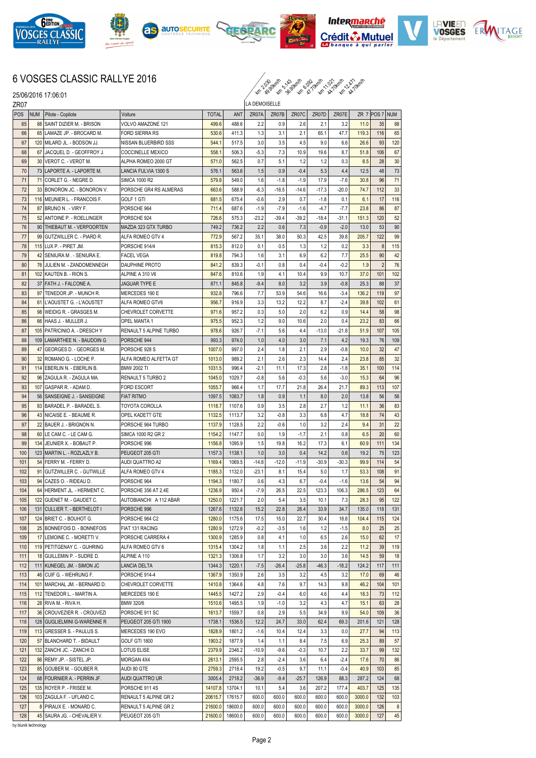# 6 VOSGES CLASSIC RALLYE 2016

25/06/2016 17:06:01

ZR07

| POS | NUM | Pilote - Copilote | Voiture | TOTAL | ANT | ZR07A km 2.030 49.90km/h | ZR07B km 5.143 36.90km/h | ZR07C km 6.092 47.70km/h | ZR07D km 11.021 44.70km/h | ZR07E km 12.471 44.70km/h | ZR 7 | POS 7 | NUM |
|---|---|---|---|---|---|---|---|---|---|---|---|---|---|
| | | | | | | LA DEMOISELLE | | | | | | | |
| 65 | 88 | SAINT DIZIER M. - BRISON | VOLVO AMAZONE 121 | 499.6 | 488.6 | 2.2 | 0.9 | 2.6 | 2.1 | 3.2 | 11.0 | 35 | 88 |
| 66 | 65 | LAMAZE JP. - BROCARD M. | FORD SIERRA RS | 530.6 | 411.3 | 1.3 | 3.1 | 2.1 | 65.1 | 47.7 | 119.3 | 116 | 65 |
| 67 | 120 | MILARD JL. - BODSON JJ. | NISSAN BLUERBIRD SSS | 544.1 | 517.5 | 3.0 | 3.5 | 4.5 | 9.0 | 6.6 | 26.6 | 93 | 120 |
| 68 | 67 | JACQUEL D. - GEOFFROY J. | COCCINELLE MEXICO | 558.1 | 506.3 | -5.3 | 7.3 | 10.9 | 19.6 | 8.7 | 51.8 | 106 | 67 |
| 69 | 30 | VEROT C. - VEROT M. | ALPHA ROMEO 2000 GT | 571.0 | 562.5 | 0.7 | 5.1 | 1.2 | 1.2 | 0.3 | 8.5 | 28 | 30 |
| 70 | 73 | LAPORTE A. - LAPORTE M. | LANCIA FULVIA 1300 S | 576.1 | 563.6 | 1.5 | 0.9 | -0.4 | 5.3 | 4.4 | 12.5 | 48 | 73 |
| 71 | 71 | CORLET G. - NEGRE D. | SIMCA 1000 R2 | 579.8 | 549.0 | 1.6 | -1.8 | -1.9 | 17.9 | -7.6 | 30.8 | 96 | 71 |
| 72 | 33 | BONORON JC. - BONORON V. | PORSCHE GR4 RS ALMERAS | 663.6 | 588.9 | -6.3 | -16.5 | -14.6 | -17.3 | -20.0 | 74.7 | 112 | 33 |
| 73 | 116 | MEUNIER L. - FRANCOIS F. | GOLF 1 GTI | 681.5 | 675.4 | -0.6 | 2.9 | 0.7 | -1.8 | 0.1 | 6.1 | 17 | 116 |
| 74 | 87 | BRUNO N . - VIRY F. | PORSCHE 964 | 711.4 | 687.6 | -1.9 | -7.9 | -1.6 | -4.7 | -7.7 | 23.8 | 86 | 87 |
| 75 | 52 | ANTOINE P. - ROELLINGER | PORSCHE 924 | 726.6 | 575.3 | -23.2 | -39.4 | -39.2 | -18.4 | -31.1 | 151.3 | 120 | 52 |
| 76 | 90 | THIEBAUT M. - VERPOORTEN | MAZDA 323 GTX TURBO | 749.2 | 736.2 | 2.2 | 0.6 | 7.3 | -0.9 | -2.0 | 13.0 | 53 | 90 |
| 77 | 99 | GUTZWILLER C. - PIARD R. | ALFA ROMEO GTV 4 | 772.9 | 567.2 | 35.1 | 38.0 | 50.3 | 42.5 | 39.8 | 205.7 | 122 | 99 |
| 78 | 115 | LUX P. - PIRET JM. | PORSCHE 914/4 | 815.3 | 812.0 | 0.1 | 0.5 | 1.3 | 1.2 | 0.2 | 3.3 | 8 | 115 |
| 79 | 42 | SENIURA M . - SENIURA E. | FACEL VEGA | 819.8 | 794.3 | 1.6 | 3.1 | 6.9 | 6.2 | 7.7 | 25.5 | 90 | 42 |
| 80 | 76 | JULIEN M. - ZANDOMENNEGH | DAUPHINE PROTO | 841.2 | 839.3 | -0.1 | 0.8 | 0.4 | -0.4 | -0.2 | 1.9 | 2 | 76 |
| 81 | 102 | KAUTEN B. - RION S. | ALPINE A 310 V6 | 847.6 | 810.6 | 1.9 | 4.1 | 10.4 | 9.9 | 10.7 | 37.0 | 101 | 102 |
| 82 | 37 | FATH J. - FALCONE A. | JAGUAR TYPE E | 871.1 | 845.8 | -9.4 | 8.0 | 3.2 | 3.9 | -0.8 | 25.3 | 88 | 37 |
| 83 | 97 | TENEDOR JP. - MUNCH R. | MERCEDES 190 E | 932.8 | 796.6 | 7.7 | 53.9 | 54.6 | 16.6 | -3.4 | 136.2 | 119 | 97 |
| 84 | 61 | L'AOUSTET G. - L'AOUSTET | ALFA ROMEO GTV6 | 956.7 | 916.9 | 3.3 | 13.2 | 12.2 | 8.7 | -2.4 | 39.8 | 102 | 61 |
| 85 | 98 | WEIDIG R. - GRASGES M. | CHEVROLET CORVETTE | 971.6 | 957.2 | 0.3 | 5.0 | 2.0 | 6.2 | 0.9 | 14.4 | 58 | 98 |
| 86 | 66 | HAAS J. - MULLER J. | OPEL MANTA 1 | 975.5 | 952.3 | 1.2 | 9.0 | 10.6 | 2.0 | 0.4 | 23.2 | 83 | 66 |
| 87 | 105 | PATRICINIO A. - DRESCH Y | RENAULT 5 ALPINE TURBO | 978.6 | 926.7 | -7.1 | 5.6 | 4.4 | -13.0 | -21.8 | 51.9 | 107 | 105 |
| 88 | 109 | LAMARTHEE N. - BAUDOIN G | PORSCHE 944 | 993.3 | 974.0 | 1.0 | 4.0 | 3.0 | 7.1 | 4.2 | 19.3 | 76 | 109 |
| 89 | 47 | GEORGES D. - GEORGES M. | PORSCHE 928 S | 1007.0 | 997.0 | 2.4 | 1.8 | 2.1 | 2.9 | -0.8 | 10.0 | 32 | 47 |
| 90 | 32 | ROMANO G. - LOCHE P. | ALFA ROMEO ALFETTA GT | 1013.0 | 989.2 | 2.1 | 2.6 | 2.3 | 14.4 | 2.4 | 23.8 | 85 | 32 |
| 91 | 114 | EBERLIN N. - EBERLIN B. | BMW 2002 TI | 1031.5 | 996.4 | -2.1 | 11.1 | 17.3 | 2.8 | -1.8 | 35.1 | 100 | 114 |
| 92 | 96 | ZAGULA M. - ZAGULA MA. | RENAULT 5 TURBO 2 | 1045.0 | 1029.7 | -0.8 | 5.6 | -0.3 | 5.6 | -3.0 | 15.3 | 64 | 96 |
| 93 | 107 | GASPAR R. - ADAM D. | FORD ESCORT | 1055.7 | 966.4 | 1.7 | 17.7 | 21.8 | 26.4 | 21.7 | 89.3 | 113 | 107 |
| 94 | 56 | SANSEIGNE J. - SANSEIGNE | FIAT RITMO | 1097.5 | 1083.7 | 1.8 | 0.9 | 1.1 | 8.0 | 2.0 | 13.8 | 56 | 56 |
| 95 | 83 | BARADEL P. - BARADEL S. | TOYOTA COROLLA | 1118.7 | 1107.6 | 0.9 | 3.5 | 2.8 | 2.7 | 1.2 | 11.1 | 36 | 83 |
| 96 | 43 | NICAISE E. - BEAUME R. | OPEL KADETT GTE | 1132.5 | 1113.7 | 3.2 | -0.8 | 3.3 | 6.8 | 4.7 | 18.8 | 74 | 43 |
| 97 | 22 | BAUER J. - BRIGNON N. | PORSCHE 964 TURBO | 1137.9 | 1128.5 | 2.2 | -0.6 | 1.0 | 3.2 | 2.4 | 9.4 | 31 | 22 |
| 98 | 60 | LE CAM C. - LE CAM G. | SIMCA 1000 R2 GR 2 | 1154.2 | 1147.7 | 0.0 | 1.9 | -1.7 | 2.1 | 0.8 | 6.5 | 20 | 60 |
| 99 | 134 | JEUNIER X. - BOBAUT P. | PORSCHE 996 | 1156.8 | 1095.9 | 1.5 | 19.8 | 16.2 | 17.3 | 6.1 | 60.9 | 111 | 134 |
| 100 | 123 | MARTIN L. - ROZLAZLY B. | PEUGEOT 205 GTI | 1157.3 | 1138.1 | 1.0 | 3.0 | 0.4 | 14.2 | 0.6 | 19.2 | 75 | 123 |
| 101 | 54 | FERRY M. - FERRY D. | AUDI QUATTRO A2 | 1169.4 | 1069.5 | -14.8 | -12.0 | -11.9 | -30.9 | -30.3 | 99.9 | 114 | 54 |
| 102 | 91 | GUTZWILLER C. - GUTWILLE | ALFA ROMEO GTV 4 | 1185.3 | 1132.0 | -23.1 | 8.1 | 15.4 | 5.0 | 1.7 | 53.3 | 108 | 91 |
| 103 | 94 | CAZES O. - RIDEAU D. | PORSCHE 964 | 1194.3 | 1180.7 | 0.6 | 4.3 | 6.7 | -0.4 | -1.6 | 13.6 | 54 | 94 |
| 104 | 64 | HERMENT JL. - HERMENT C. | PORSCHE 356 AT 2.4E | 1236.9 | 950.4 | -7.9 | 26.5 | 22.5 | 123.3 | 106.3 | 286.5 | 123 | 64 |
| 105 | 122 | GUENET M. - GAUDET C. | AUTOBIANCHI A 112 ABAR | 1250.0 | 1221.7 | 2.0 | 5.4 | 3.5 | 10.1 | 7.3 | 28.3 | 95 | 122 |
| 106 | 131 | CULLIER T. - BERTHELOT I | PORSCHE 996 | 1267.6 | 1132.6 | 15.2 | 22.8 | 28.4 | 33.9 | 34.7 | 135.0 | 118 | 131 |
| 107 | 124 | BRIET C. - BOUHOT G. | PORSCHE 964 C2 | 1280.0 | 1175.6 | 17.5 | 15.0 | 22.7 | 30.4 | 18.8 | 104.4 | 115 | 124 |
| 108 | 25 | BONNEFOIS D. - BONNEFOIS | FIAT 131 RACING | 1280.9 | 1272.9 | -0.2 | -3.5 | 1.6 | 1.2 | -1.5 | 8.0 | 25 | 25 |
| 109 | 17 | LEMOINE C. - MORETTI V. | PORSCHE CARRERA 4 | 1300.9 | 1285.9 | 0.8 | 4.1 | 1.0 | 6.5 | 2.6 | 15.0 | 62 | 17 |
| 110 | 119 | PETITGENAY C. - GUHRING | ALFA ROMEO GTV 6 | 1315.4 | 1304.2 | 1.8 | 1.1 | 2.5 | 3.6 | 2.2 | 11.2 | 39 | 119 |
| 111 | 18 | GUILLEMIN P. - SUDRE D. | ALPINE A 110 | 1321.3 | 1306.8 | 1.7 | 3.2 | 3.0 | 3.0 | 3.6 | 14.5 | 59 | 18 |
| 112 | 111 | KUNEGEL JM. - SIMON JC | LANCIA DELTA | 1344.3 | 1220.1 | -7.5 | -26.4 | -25.8 | -46.3 | -18.2 | 124.2 | 117 | 111 |
| 113 | 46 | CUIF G. - WEHRUNG F. | PORSCHE 914-4 | 1367.9 | 1350.9 | 2.6 | 3.5 | 3.2 | 4.5 | 3.2 | 17.0 | 69 | 46 |
| 114 | 101 | MARCHAL JM. - BERNARD D. | CHEVROLET CORVETTE | 1410.8 | 1364.6 | 4.8 | 7.6 | 9.7 | 14.3 | 9.8 | 46.2 | 104 | 101 |
| 115 | 112 | TENEDOR L. - MARTIN A. | MERCEDES 190 E | 1445.5 | 1427.2 | 2.9 | -0.4 | 6.0 | 4.6 | 4.4 | 18.3 | 73 | 112 |
| 116 | 28 | RIVA M. - RIVA H. | BMW 320/6 | 1510.6 | 1495.5 | 1.9 | -1.0 | 3.2 | 4.3 | 4.7 | 15.1 | 63 | 28 |
| 117 | 36 | CROUVEZIER R. - CROUVEZI | PORSCHE 911 SC | 1613.7 | 1559.7 | 0.8 | 2.9 | 5.5 | 34.9 | 9.9 | 54.0 | 109 | 36 |
| 118 | 128 | GUGLIELMINI G-WARENNE R | PEUGEOT 205 GTI 1900 | 1738.1 | 1536.5 | 12.2 | 24.7 | 33.0 | 62.4 | 69.3 | 201.6 | 121 | 128 |
| 119 | 113 | GRESSER S. - PAULUS S. | MERCEDES 190 EVO | 1828.9 | 1801.2 | -1.6 | 10.4 | 12.4 | 3.3 | 0.0 | 27.7 | 94 | 113 |
| 120 | 57 | BLANCHARD T. - BIDAULT | GOLF GTI 1800 | 1903.2 | 1877.9 | 1.4 | 1.1 | 8.4 | 7.5 | 6.9 | 25.3 | 89 | 57 |
| 121 | 132 | ZANCHI JC. - ZANCHI D. | LOTUS ELISE | 2379.9 | 2346.2 | -10.9 | -9.6 | -0.3 | 10.7 | 2.2 | 33.7 | 99 | 132 |
| 122 | 86 | REMY JP. - SISTEL JP. | MORGAN 4X4 | 2613.1 | 2595.5 | 2.8 | -2.4 | 3.6 | 6.4 | -2.4 | 17.6 | 70 | 86 |
| 123 | 85 | GOUBER M. - GOUBER R. | AUDI 80 GTE | 2759.3 | 2718.4 | 19.2 | -0.5 | 9.7 | 11.1 | -0.4 | 40.9 | 103 | 85 |
| 124 | 68 | FOURNIER A. - PERRIN JF. | AUDI QUATTRO UR | 3005.4 | 2718.2 | -36.9 | -9.4 | -25.7 | 126.9 | 88.3 | 287.2 | 124 | 68 |
| 125 | 135 | ROYER P. - FRISEE M. | PORSCHE 911 4S | 14107.8 | 13704.1 | 10.1 | 5.4 | 3.6 | 207.2 | 177.4 | 403.7 | 125 | 135 |
| 126 | 103 | ZAGULA F. - UFLAND C. | RENAULT 5 ALPINE GR 2 | 20615.7 | 17615.7 | 600.0 | 600.0 | 600.0 | 600.0 | 600.0 | 3000.0 | 132 | 103 |
| 127 | 8 | PIRAUX E. - MONARD C. | RENAULT 5 ALPINE GR 2 | 21600.0 | 18600.0 | 600.0 | 600.0 | 600.0 | 600.0 | 600.0 | 3000.0 | 126 | 8 |
| 128 | 45 | SAURA JG. - CHEVALIER V. | PEUGEOT 205 GTI | 21600.0 | 18600.0 | 600.0 | 600.0 | 600.0 | 600.0 | 600.0 | 3000.0 | 127 | 45 |

by blunik technology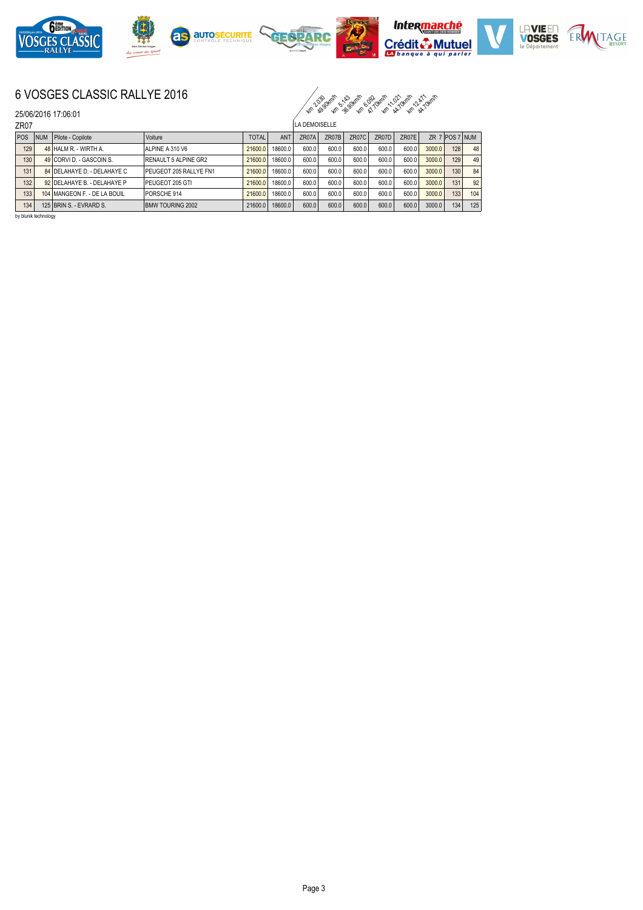# 6 VOSGES CLASSIC RALLYE 2016

25/06/2016 17:06:01

ZR07

LA DEMOISELLE

km 2.030 49.90km/h | km 5.143 36.90km/h | km 6.092 47.70km/h | km 11.021 44.70km/h | km 12.471 44.70km/h

| POS | NUM | Pilote - Copilote | Voiture | TOTAL | ANT | ZR07A | ZR07B | ZR07C | ZR07D | ZR07E | ZR 7 | POS 7 | NUM |
|---|---|---|---|---|---|---|---|---|---|---|---|---|---|
| 129 | 48 | HALM R. - WIRTH A. | ALPINE A 310 V6 | 21600.0 | 18600.0 | 600.0 | 600.0 | 600.0 | 600.0 | 600.0 | 3000.0 | 128 | 48 |
| 130 | 49 | CORVI D. - GASCOIN S. | RENAULT 5 ALPINE GR2 | 21600.0 | 18600.0 | 600.0 | 600.0 | 600.0 | 600.0 | 600.0 | 3000.0 | 129 | 49 |
| 131 | 84 | DELAHAYE D. - DELAHAYE C | PEUGEOT 205 RALLYE FN1 | 21600.0 | 18600.0 | 600.0 | 600.0 | 600.0 | 600.0 | 600.0 | 3000.0 | 130 | 84 |
| 132 | 92 | DELAHAYE B. - DELAHAYE P | PEUGEOT 205 GTI | 21600.0 | 18600.0 | 600.0 | 600.0 | 600.0 | 600.0 | 600.0 | 3000.0 | 131 | 92 |
| 133 | 104 | MANGEON F. - DE LA BOUIL | PORSCHE 914 | 21600.0 | 18600.0 | 600.0 | 600.0 | 600.0 | 600.0 | 600.0 | 3000.0 | 133 | 104 |
| 134 | 125 | BRIN S. - EVRARD S. | BMW TOURING 2002 | 21600.0 | 18600.0 | 600.0 | 600.0 | 600.0 | 600.0 | 600.0 | 3000.0 | 134 | 125 |

by blunik technology